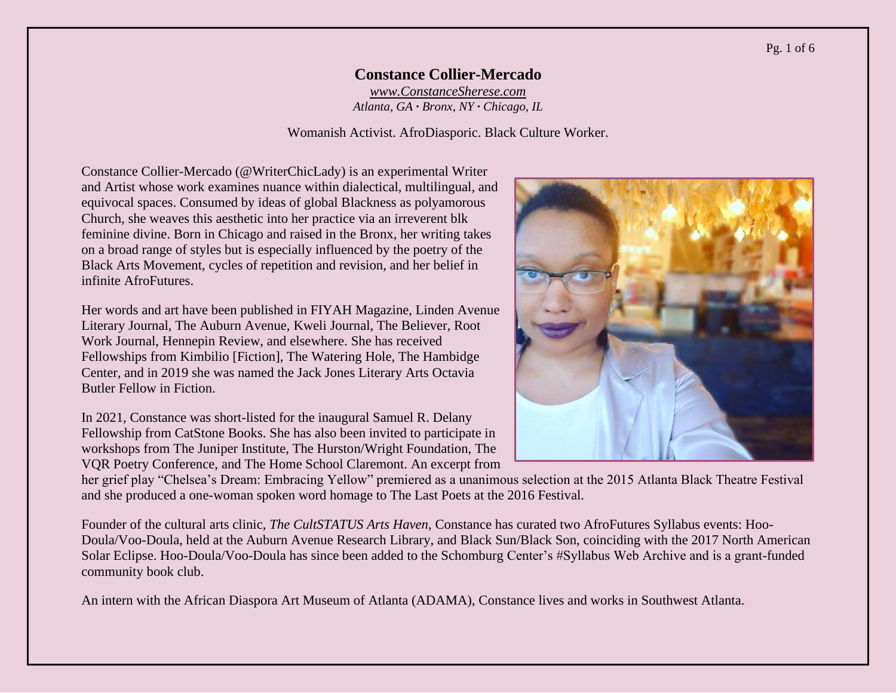# Constance Collier-Mercado

*www.ConstanceSherese.com*
*Atlanta, GA · Bronx, NY · Chicago, IL*

Womanish Activist. AfroDiasporic. Black Culture Worker.

Constance Collier-Mercado (@WriterChicLady) is an experimental Writer and Artist whose work examines nuance within dialectical, multilingual, and equivocal spaces. Consumed by ideas of global Blackness as polyamorous Church, she weaves this aesthetic into her practice via an irreverent blk feminine divine. Born in Chicago and raised in the Bronx, her writing takes on a broad range of styles but is especially influenced by the poetry of the Black Arts Movement, cycles of repetition and revision, and her belief in infinite AfroFutures.

Her words and art have been published in FIYAH Magazine, Linden Avenue Literary Journal, The Auburn Avenue, Kweli Journal, The Believer, Root Work Journal, Hennepin Review, and elsewhere. She has received Fellowships from Kimbilio [Fiction], The Watering Hole, The Hambidge Center, and in 2019 she was named the Jack Jones Literary Arts Octavia Butler Fellow in Fiction.

In 2021, Constance was short-listed for the inaugural Samuel R. Delany Fellowship from CatStone Books. She has also been invited to participate in workshops from The Juniper Institute, The Hurston/Wright Foundation, The VQR Poetry Conference, and The Home School Claremont. An excerpt from her grief play "Chelsea's Dream: Embracing Yellow" premiered as a unanimous selection at the 2015 Atlanta Black Theatre Festival and she produced a one-woman spoken word homage to The Last Poets at the 2016 Festival.

Founder of the cultural arts clinic, *The CultSTATUS Arts Haven*, Constance has curated two AfroFutures Syllabus events: Hoo-Doula/Voo-Doula, held at the Auburn Avenue Research Library, and Black Sun/Black Son, coinciding with the 2017 North American Solar Eclipse. Hoo-Doula/Voo-Doula has since been added to the Schomburg Center's #Syllabus Web Archive and is a grant-funded community book club.

An intern with the African Diaspora Art Museum of Atlanta (ADAMA), Constance lives and works in Southwest Atlanta.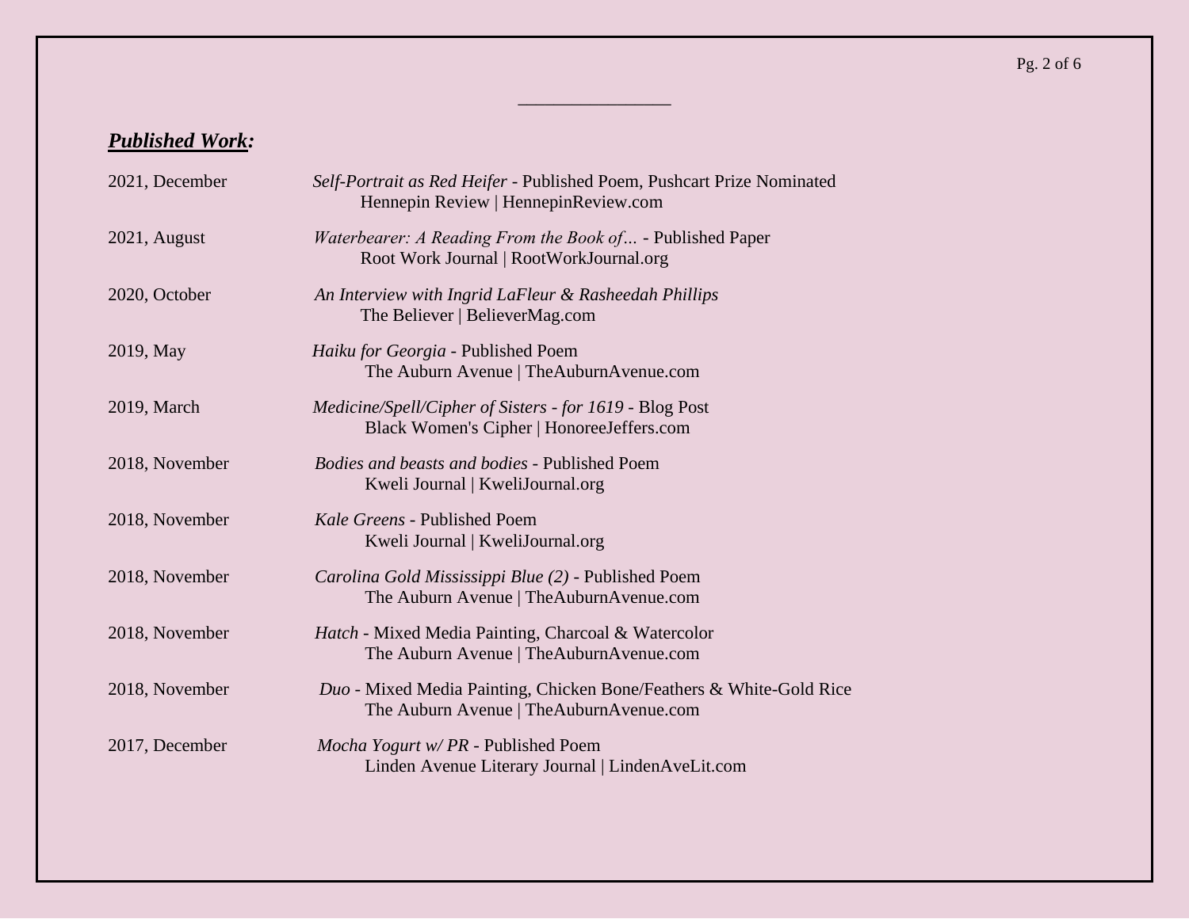## ***Published Work:***

2021, December — *Self-Portrait as Red Heifer* - Published Poem, Pushcart Prize Nominated
Hennepin Review | HennepinReview.com

2021, August — *Waterbearer: A Reading From the Book of…* - Published Paper
Root Work Journal | RootWorkJournal.org

2020, October — *An Interview with Ingrid LaFleur & Rasheedah Phillips*
The Believer | BelieverMag.com

2019, May — *Haiku for Georgia* - Published Poem
The Auburn Avenue | TheAuburnAvenue.com

2019, March — *Medicine/Spell/Cipher of Sisters - for 1619* - Blog Post
Black Women's Cipher | HonoreeJeffers.com

2018, November — *Bodies and beasts and bodies* - Published Poem
Kweli Journal | KweliJournal.org

2018, November — *Kale Greens* - Published Poem
Kweli Journal | KweliJournal.org

2018, November — *Carolina Gold Mississippi Blue (2)* - Published Poem
The Auburn Avenue | TheAuburnAvenue.com

2018, November — *Hatch* - Mixed Media Painting, Charcoal & Watercolor
The Auburn Avenue | TheAuburnAvenue.com

2018, November — *Duo* - Mixed Media Painting, Chicken Bone/Feathers & White-Gold Rice
The Auburn Avenue | TheAuburnAvenue.com

2017, December — *Mocha Yogurt w/ PR* - Published Poem
Linden Avenue Literary Journal | LindenAveLit.com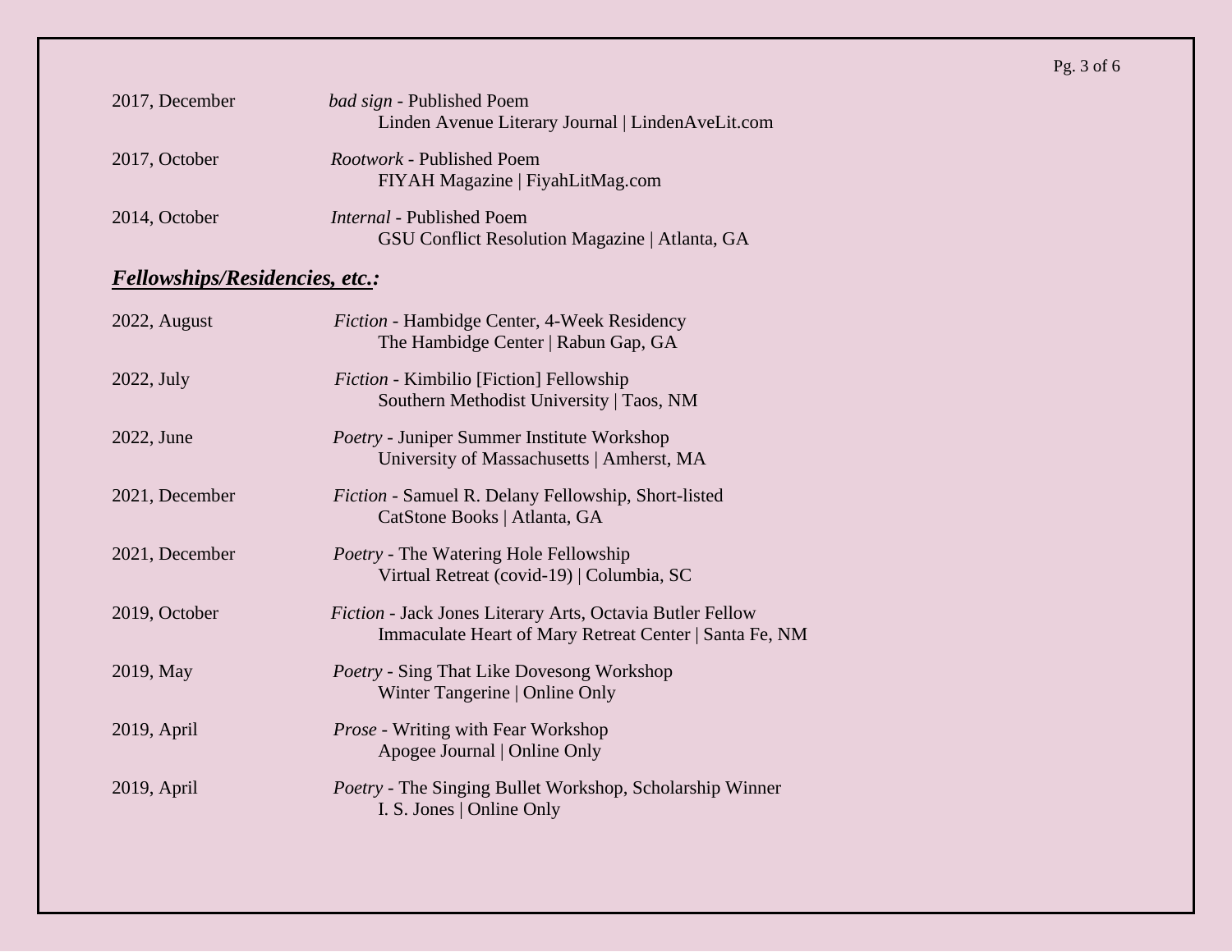2017, December — *bad sign* - Published Poem
Linden Avenue Literary Journal | LindenAveLit.com

2017, October — *Rootwork* - Published Poem
FIYAH Magazine | FiyahLitMag.com

2014, October — *Internal* - Published Poem
GSU Conflict Resolution Magazine | Atlanta, GA

## ***Fellowships/Residencies, etc.:***

2022, August — *Fiction* - Hambidge Center, 4-Week Residency
The Hambidge Center | Rabun Gap, GA

2022, July — *Fiction* - Kimbilio [Fiction] Fellowship
Southern Methodist University | Taos, NM

2022, June — *Poetry* - Juniper Summer Institute Workshop
University of Massachusetts | Amherst, MA

2021, December — *Fiction* - Samuel R. Delany Fellowship, Short-listed
CatStone Books | Atlanta, GA

2021, December — *Poetry* - The Watering Hole Fellowship
Virtual Retreat (covid-19) | Columbia, SC

2019, October — *Fiction* - Jack Jones Literary Arts, Octavia Butler Fellow
Immaculate Heart of Mary Retreat Center | Santa Fe, NM

2019, May — *Poetry* - Sing That Like Dovesong Workshop
Winter Tangerine | Online Only

2019, April — *Prose* - Writing with Fear Workshop
Apogee Journal | Online Only

2019, April — *Poetry* - The Singing Bullet Workshop, Scholarship Winner
I. S. Jones | Online Only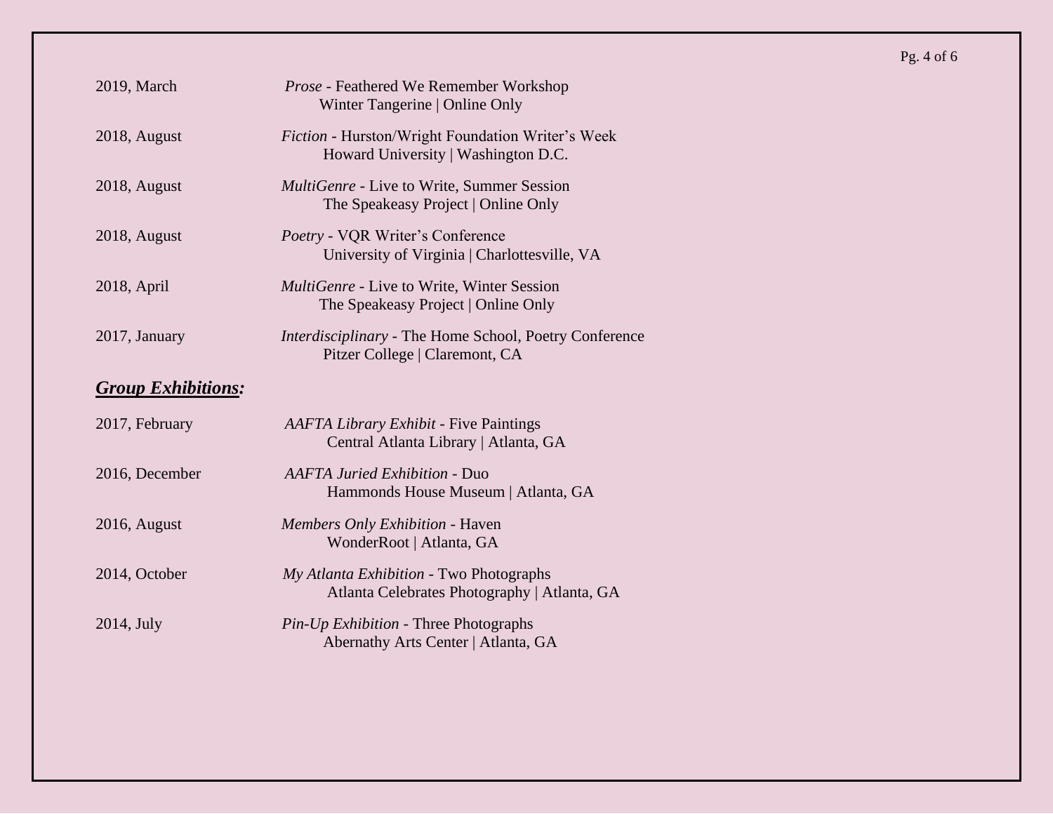2019, March — *Prose* - Feathered We Remember Workshop
Winter Tangerine | Online Only

2018, August — *Fiction* - Hurston/Wright Foundation Writer's Week
Howard University | Washington D.C.

2018, August — *MultiGenre* - Live to Write, Summer Session
The Speakeasy Project | Online Only

2018, August — *Poetry* - VQR Writer's Conference
University of Virginia | Charlottesville, VA

2018, April — *MultiGenre* - Live to Write, Winter Session
The Speakeasy Project | Online Only

2017, January — *Interdisciplinary* - The Home School, Poetry Conference
Pitzer College | Claremont, CA

## ***Group Exhibitions:***

2017, February — *AAFTA Library Exhibit* - Five Paintings
Central Atlanta Library | Atlanta, GA

2016, December — *AAFTA Juried Exhibition* - Duo
Hammonds House Museum | Atlanta, GA

2016, August — *Members Only Exhibition* - Haven
WonderRoot | Atlanta, GA

2014, October — *My Atlanta Exhibition* - Two Photographs
Atlanta Celebrates Photography | Atlanta, GA

2014, July — *Pin-Up Exhibition* - Three Photographs
Abernathy Arts Center | Atlanta, GA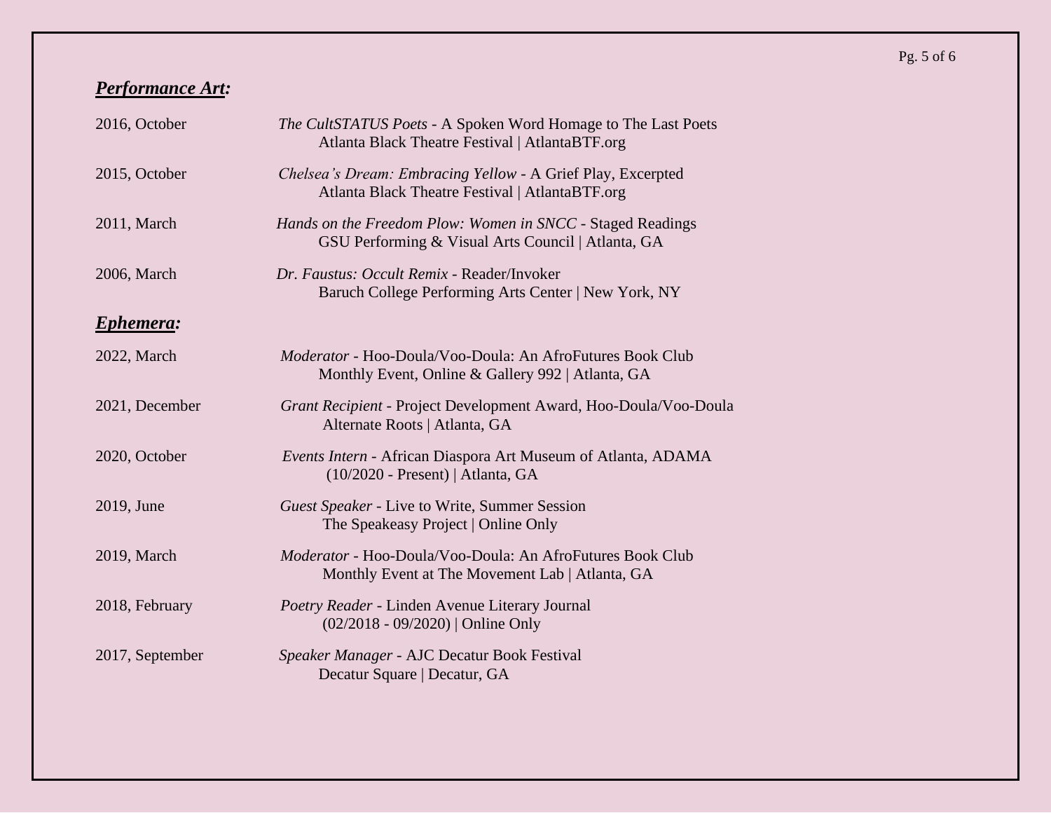## ***Performance Art:***

| | |
|---|---|
| 2016, October | *The CultSTATUS Poets* - A Spoken Word Homage to The Last Poets<br>Atlanta Black Theatre Festival \| AtlantaBTF.org |
| 2015, October | *Chelsea's Dream: Embracing Yellow* - A Grief Play, Excerpted<br>Atlanta Black Theatre Festival \| AtlantaBTF.org |
| 2011, March | *Hands on the Freedom Plow: Women in SNCC* - Staged Readings<br>GSU Performing & Visual Arts Council \| Atlanta, GA |
| 2006, March | *Dr. Faustus: Occult Remix* - Reader/Invoker<br>Baruch College Performing Arts Center \| New York, NY |

## ***Ephemera:***

| | |
|---|---|
| 2022, March | *Moderator* - Hoo-Doula/Voo-Doula: An AfroFutures Book Club<br>Monthly Event, Online & Gallery 992 \| Atlanta, GA |
| 2021, December | *Grant Recipient* - Project Development Award, Hoo-Doula/Voo-Doula<br>Alternate Roots \| Atlanta, GA |
| 2020, October | *Events Intern* - African Diaspora Art Museum of Atlanta, ADAMA<br>(10/2020 - Present) \| Atlanta, GA |
| 2019, June | *Guest Speaker* - Live to Write, Summer Session<br>The Speakeasy Project \| Online Only |
| 2019, March | *Moderator* - Hoo-Doula/Voo-Doula: An AfroFutures Book Club<br>Monthly Event at The Movement Lab \| Atlanta, GA |
| 2018, February | *Poetry Reader* - Linden Avenue Literary Journal<br>(02/2018 - 09/2020) \| Online Only |
| 2017, September | *Speaker Manager* - AJC Decatur Book Festival<br>Decatur Square \| Decatur, GA |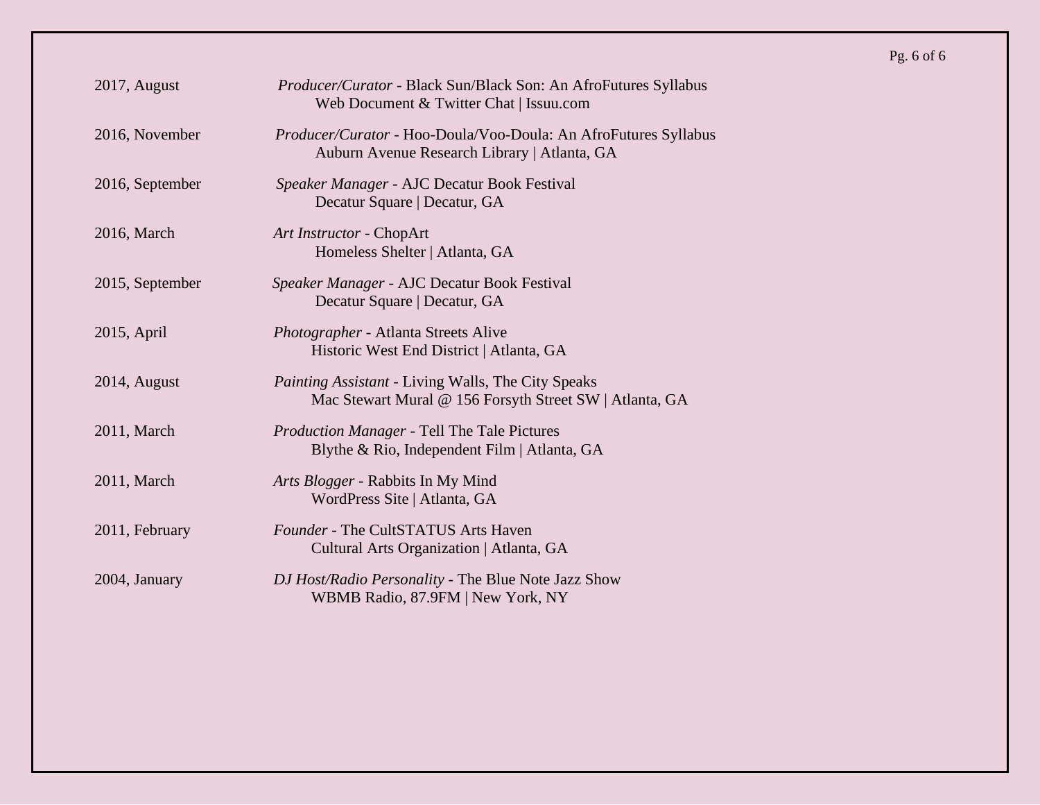| | |
|---|---|
| 2017, August | *Producer/Curator* - Black Sun/Black Son: An AfroFutures Syllabus<br>Web Document & Twitter Chat \| Issuu.com |
| 2016, November | *Producer/Curator* - Hoo-Doula/Voo-Doula: An AfroFutures Syllabus<br>Auburn Avenue Research Library \| Atlanta, GA |
| 2016, September | *Speaker Manager* - AJC Decatur Book Festival<br>Decatur Square \| Decatur, GA |
| 2016, March | *Art Instructor* - ChopArt<br>Homeless Shelter \| Atlanta, GA |
| 2015, September | *Speaker Manager* - AJC Decatur Book Festival<br>Decatur Square \| Decatur, GA |
| 2015, April | *Photographer* - Atlanta Streets Alive<br>Historic West End District \| Atlanta, GA |
| 2014, August | *Painting Assistant* - Living Walls, The City Speaks<br>Mac Stewart Mural @ 156 Forsyth Street SW \| Atlanta, GA |
| 2011, March | *Production Manager* - Tell The Tale Pictures<br>Blythe & Rio, Independent Film \| Atlanta, GA |
| 2011, March | *Arts Blogger* - Rabbits In My Mind<br>WordPress Site \| Atlanta, GA |
| 2011, February | *Founder* - The CultSTATUS Arts Haven<br>Cultural Arts Organization \| Atlanta, GA |
| 2004, January | *DJ Host/Radio Personality* - The Blue Note Jazz Show<br>WBMB Radio, 87.9FM \| New York, NY |